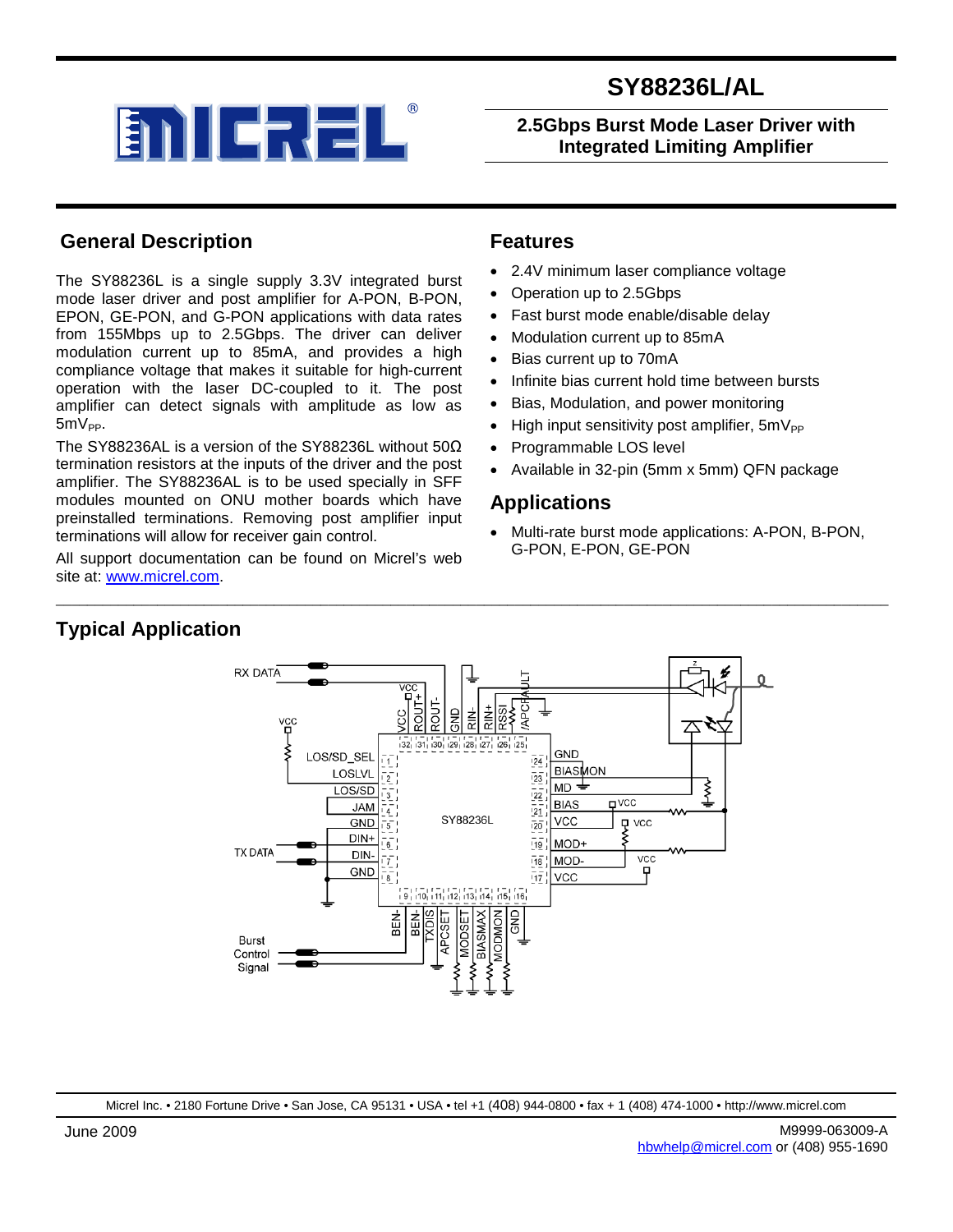# SY88236L/AL

## 2.5Gbps Burst Mode Laser Driver with Integrated Limiting Amplifier

## General Description

The SY88236L is a single supply 3.3V integrated burst mode laser driver and post amplifier for A-PON, B-PON, EPON, GE-PON, and G-PON applications with data rates from 155Mbps up to 2.5Gbps. The driver can deliver modulation current up to 85mA, and provides a high compliance voltage that makes it suitable for high-current operation with the laser DC-coupled to it. The post amplifier can detect signals with amplitude as low as $5mV_{PP}$.

The SY88236AL is a version of the SY88236L without 50Ω termination resistors at the inputs of the driver and the post amplifier. The SY88236AL is to be used specially in SFF modules mounted on ONU mother boards which have preinstalled terminations. Removing post amplifier input terminations will allow for receiver gain control.

All support documentation can be found on Micrel's web site at: www.micrel.com.

## Features

- 2.4V minimum laser compliance voltage
- Operation up to 2.5Gbps
- Fast burst mode enable/disable delay
- Modulation current up to 85mA
- Bias current up to 70mA
- Infinite bias current hold time between bursts
- Bias, Modulation, and power monitoring
- High input sensitivity post amplifier, $5mV_{PP}$
- Programmable LOS level
- Available in 32-pin (5mm x 5mm) QFN package

## Applications

- Multi-rate burst mode applications: A-PON, B-PON, G-PON, E-PON, GE-PON

## Typical Application

Micrel Inc. • 2180 Fortune Drive • San Jose, CA 95131 • USA • tel +1 (408) 944-0800 • fax + 1 (408) 474-1000 • http://www.micrel.com

June 2009

M9999-063009-A
hbwhelp@micrel.com or (408) 955-1690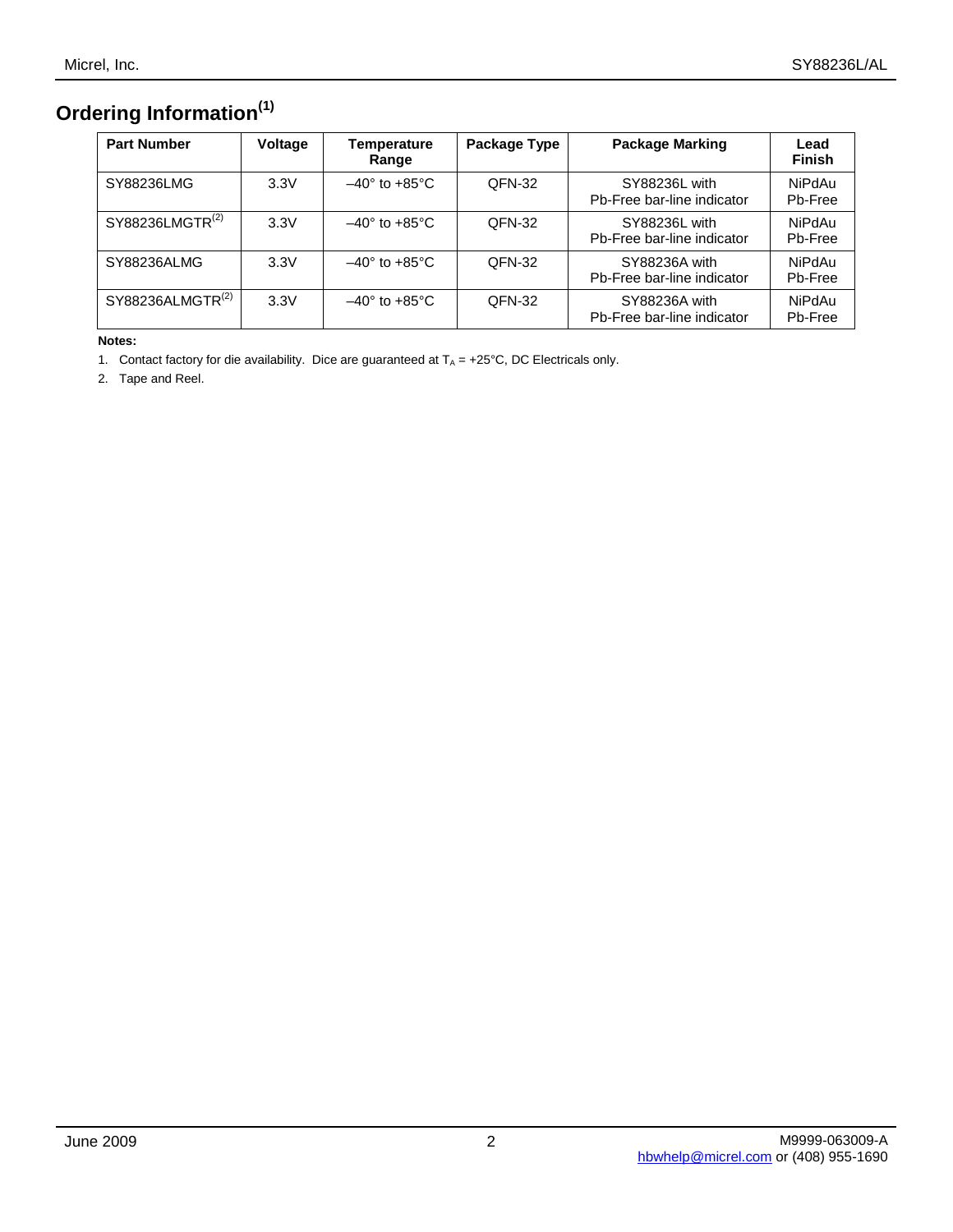## Ordering Information[1]

| Part Number | Voltage | Temperature Range | Package Type | Package Marking | Lead Finish |
|---|---|---|---|---|---|
| SY88236LMG | 3.3V | –40° to +85°C | QFN-32 | SY88236L with Pb-Free bar-line indicator | NiPdAu Pb-Free |
| SY88236LMGTR[2] | 3.3V | –40° to +85°C | QFN-32 | SY88236L with Pb-Free bar-line indicator | NiPdAu Pb-Free |
| SY88236ALMG | 3.3V | –40° to +85°C | QFN-32 | SY88236A with Pb-Free bar-line indicator | NiPdAu Pb-Free |
| SY88236ALMGTR[2] | 3.3V | –40° to +85°C | QFN-32 | SY88236A with Pb-Free bar-line indicator | NiPdAu Pb-Free |

**Notes:**

1. Contact factory for die availability. Dice are guaranteed at $T_A$ = +25°C, DC Electricals only.
2. Tape and Reel.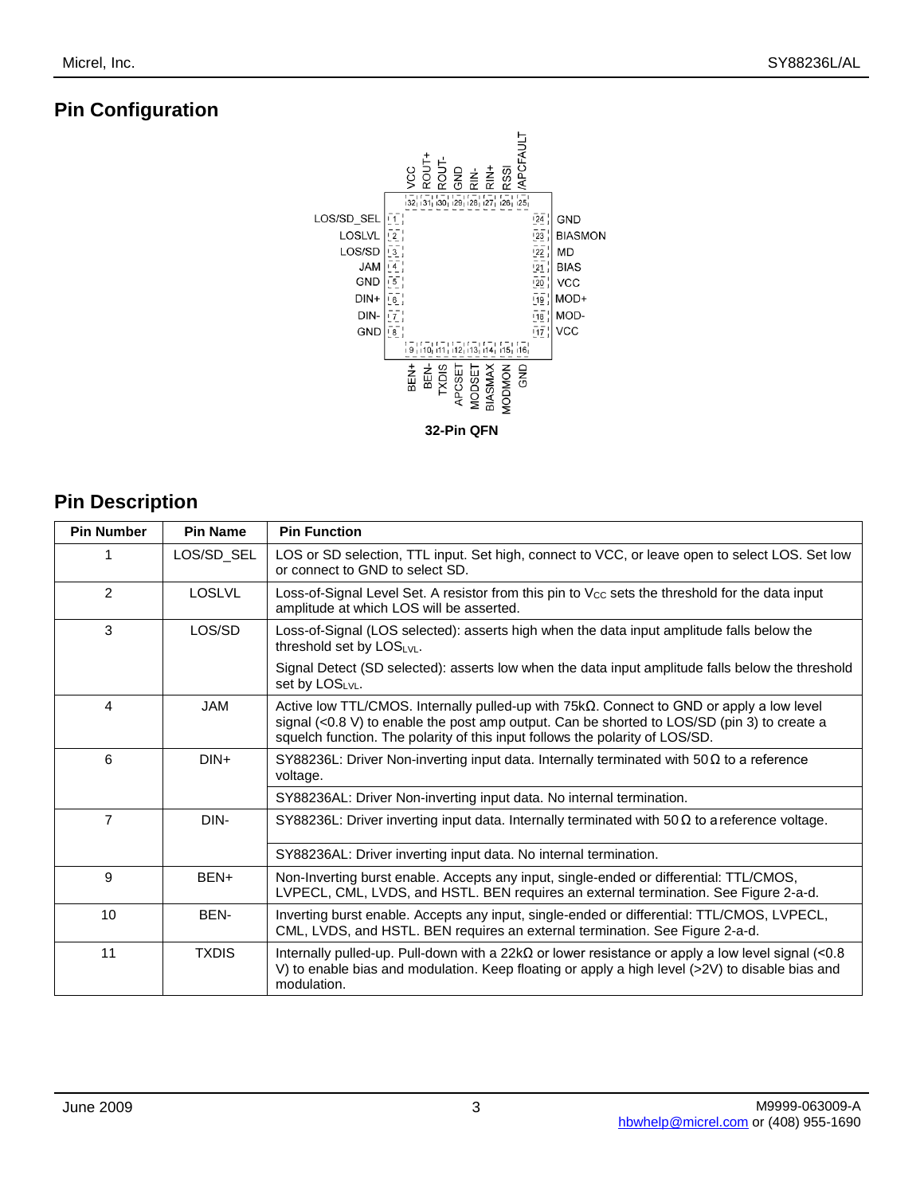## Pin Configuration

Pin labels (32-Pin QFN):

- Top (32–25): VCC, ROUT+, ROUT-, GND, RIN-, RIN+, RSSI, /APCFAULT
- Left (1–8): LOS/SD_SEL, LOSLVL, LOS/SD, JAM, GND, DIN+, DIN-, GND
- Bottom (9–16): BEN+, BEN-, TXDIS, APCSET, MODSET, BIASMAX, MODMON, GND
- Right (24–17): GND, BIASMON, MD, BIAS, VCC, MOD+, MOD-, VCC

**32-Pin QFN**

## Pin Description

| Pin Number | Pin Name | Pin Function |
|---|---|---|
| 1 | LOS/SD_SEL | LOS or SD selection, TTL input. Set high, connect to VCC, or leave open to select LOS. Set low or connect to GND to select SD. |
| 2 | LOSLVL | Loss-of-Signal Level Set. A resistor from this pin to $V_{CC}$ sets the threshold for the data input amplitude at which LOS will be asserted. |
| 3 | LOS/SD | Loss-of-Signal (LOS selected): asserts high when the data input amplitude falls below the threshold set by $LOS_{LVL}$. |
| | | Signal Detect (SD selected): asserts low when the data input amplitude falls below the threshold set by $LOS_{LVL}$. |
| 4 | JAM | Active low TTL/CMOS. Internally pulled-up with 75kΩ. Connect to GND or apply a low level signal (<0.8 V) to enable the post amp output. Can be shorted to LOS/SD (pin 3) to create a squelch function. The polarity of this input follows the polarity of LOS/SD. |
| 6 | DIN+ | SY88236L: Driver Non-inverting input data. Internally terminated with 50 Ω to a reference voltage. |
| | | SY88236AL: Driver Non-inverting input data. No internal termination. |
| 7 | DIN- | SY88236L: Driver inverting input data. Internally terminated with 50 Ω to a reference voltage. |
| | | SY88236AL: Driver inverting input data. No internal termination. |
| 9 | BEN+ | Non-Inverting burst enable. Accepts any input, single-ended or differential: TTL/CMOS, LVPECL, CML, LVDS, and HSTL. BEN requires an external termination. See Figure 2-a-d. |
| 10 | BEN- | Inverting burst enable. Accepts any input, single-ended or differential: TTL/CMOS, LVPECL, CML, LVDS, and HSTL. BEN requires an external termination. See Figure 2-a-d. |
| 11 | TXDIS | Internally pulled-up. Pull-down with a 22kΩ or lower resistance or apply a low level signal (<0.8 V) to enable bias and modulation. Keep floating or apply a high level (>2V) to disable bias and modulation. |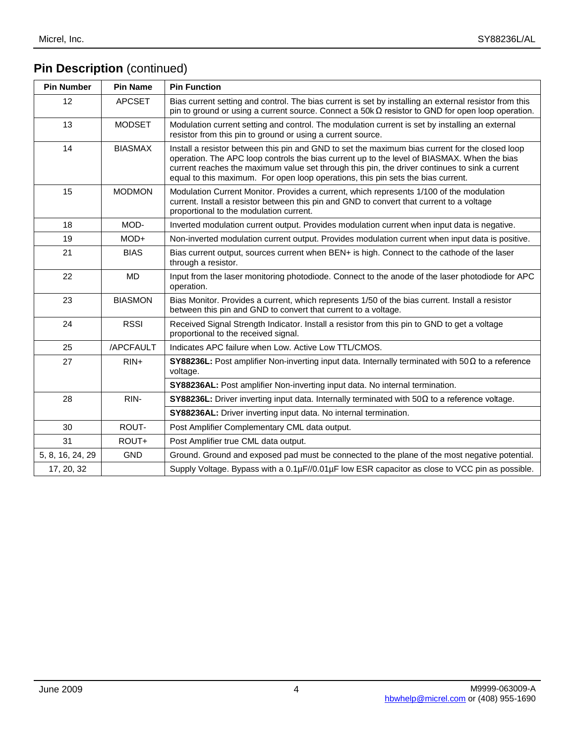## Pin Description (continued)

| Pin Number | Pin Name | Pin Function |
|---|---|---|
| 12 | APCSET | Bias current setting and control. The bias current is set by installing an external resistor from this pin to ground or using a current source. Connect a 50k Ω resistor to GND for open loop operation. |
| 13 | MODSET | Modulation current setting and control. The modulation current is set by installing an external resistor from this pin to ground or using a current source. |
| 14 | BIASMAX | Install a resistor between this pin and GND to set the maximum bias current for the closed loop operation. The APC loop controls the bias current up to the level of BIASMAX. When the bias current reaches the maximum value set through this pin, the driver continues to sink a current equal to this maximum. For open loop operations, this pin sets the bias current. |
| 15 | MODMON | Modulation Current Monitor. Provides a current, which represents 1/100 of the modulation current. Install a resistor between this pin and GND to convert that current to a voltage proportional to the modulation current. |
| 18 | MOD- | Inverted modulation current output. Provides modulation current when input data is negative. |
| 19 | MOD+ | Non-inverted modulation current output. Provides modulation current when input data is positive. |
| 21 | BIAS | Bias current output, sources current when BEN+ is high. Connect to the cathode of the laser through a resistor. |
| 22 | MD | Input from the laser monitoring photodiode. Connect to the anode of the laser photodiode for APC operation. |
| 23 | BIASMON | Bias Monitor. Provides a current, which represents 1/50 of the bias current. Install a resistor between this pin and GND to convert that current to a voltage. |
| 24 | RSSI | Received Signal Strength Indicator. Install a resistor from this pin to GND to get a voltage proportional to the received signal. |
| 25 | /APCFAULT | Indicates APC failure when Low. Active Low TTL/CMOS. |
| 27 | RIN+ | **SY88236L:** Post amplifier Non-inverting input data. Internally terminated with 50Ω to a reference voltage. |
| | | **SY88236AL:** Post amplifier Non-inverting input data. No internal termination. |
| 28 | RIN- | **SY88236L:** Driver inverting input data. Internally terminated with 50Ω to a reference voltage. |
| | | **SY88236AL:** Driver inverting input data. No internal termination. |
| 30 | ROUT- | Post Amplifier Complementary CML data output. |
| 31 | ROUT+ | Post Amplifier true CML data output. |
| 5, 8, 16, 24, 29 | GND | Ground. Ground and exposed pad must be connected to the plane of the most negative potential. |
| 17, 20, 32 | | Supply Voltage. Bypass with a 0.1µF//0.01µF low ESR capacitor as close to VCC pin as possible. |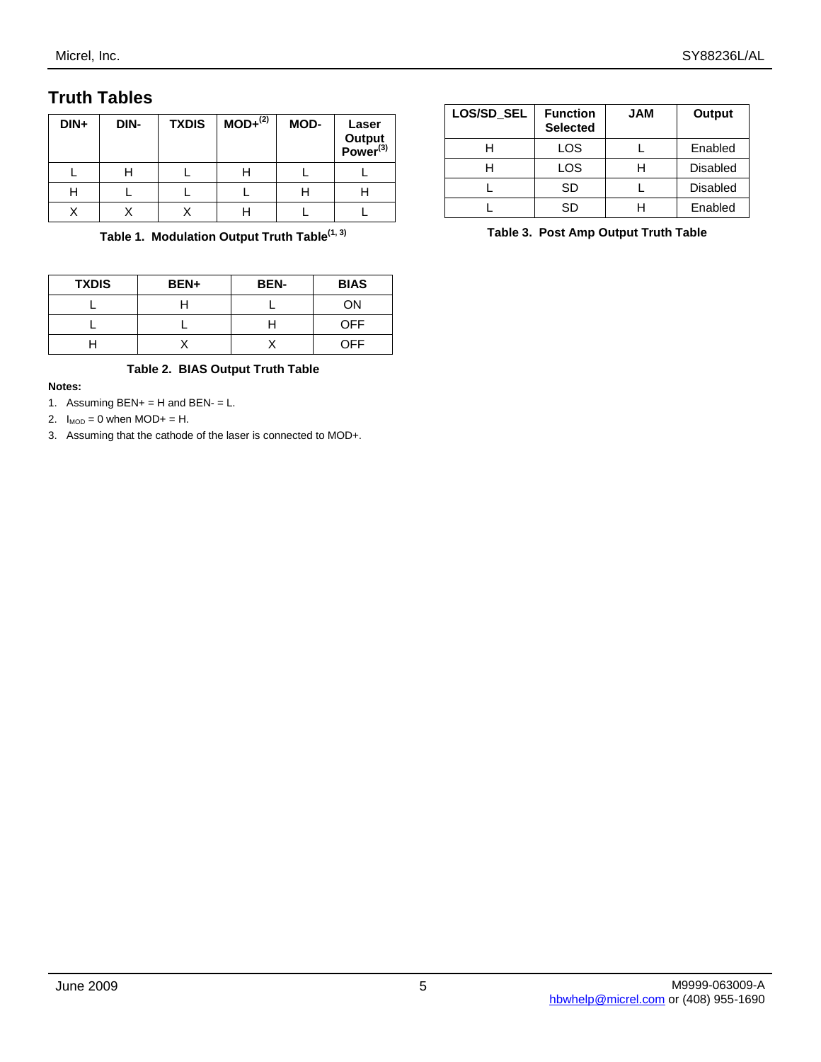## Truth Tables

| DIN+ | DIN- | TXDIS | MOD+[2] | MOD- | Laser Output Power[3] |
|---|---|---|---|---|---|
| L | H | L | H | L | L |
| H | L | L | L | H | H |
| X | X | X | H | L | L |

**Table 1. Modulation Output Truth Table[1, 3]**

| TXDIS | BEN+ | BEN- | BIAS |
|---|---|---|---|
| L | H | L | ON |
| L | L | H | OFF |
| H | X | X | OFF |

**Table 2. BIAS Output Truth Table**

**Notes:**

1. Assuming BEN+ = H and BEN- = L.
2. $I_{MOD}$ = 0 when MOD+ = H.
3. Assuming that the cathode of the laser is connected to MOD+.

| LOS/SD_SEL | Function Selected | JAM | Output |
|---|---|---|---|
| H | LOS | L | Enabled |
| H | LOS | H | Disabled |
| L | SD | L | Disabled |
| L | SD | H | Enabled |

**Table 3. Post Amp Output Truth Table**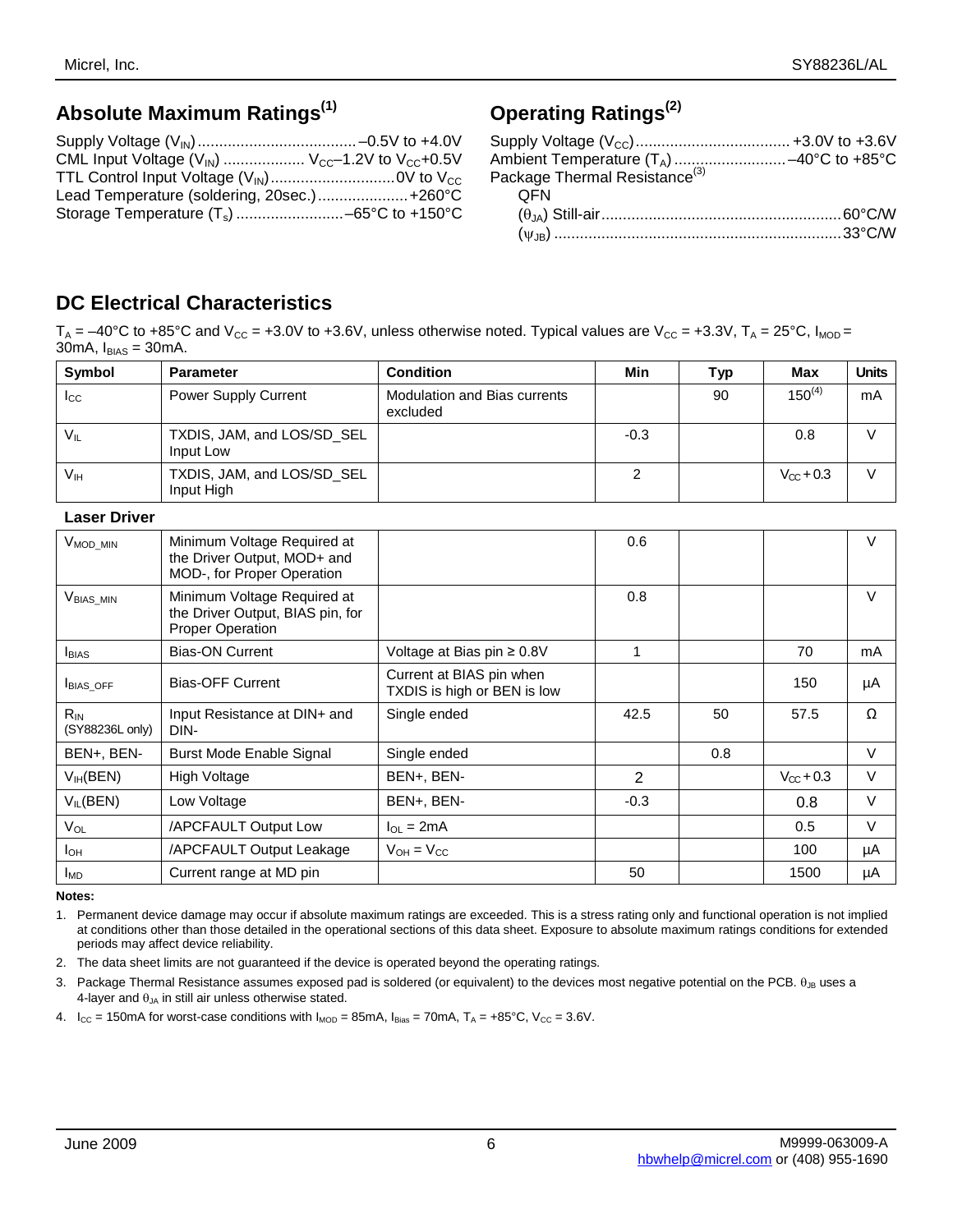## Absolute Maximum Ratings[(1)]

Supply Voltage ($V_{IN}$) ..................................... –0.5V to +4.0V
CML Input Voltage ($V_{IN}$) ................... $V_{CC}$–1.2V to $V_{CC}$+0.5V
TTL Control Input Voltage ($V_{IN}$) ............................ 0V to $V_{CC}$
Lead Temperature (soldering, 20sec.) .................... +260°C
Storage Temperature ($T_s$) ........................ –65°C to +150°C

## Operating Ratings[(2)]

Supply Voltage ($V_{CC}$) .................................... +3.0V to +3.6V
Ambient Temperature ($T_A$) .......................... –40°C to +85°C
Package Thermal Resistance[(3)]
QFN
($\theta_{JA}$) Still-air ........................................................ 60°C/W
($\psi_{JB}$) ................................................................... 33°C/W

## DC Electrical Characteristics

$T_A$ = –40°C to +85°C and $V_{CC}$ = +3.0V to +3.6V, unless otherwise noted. Typical values are $V_{CC}$ = +3.3V, $T_A$ = 25°C, $I_{MOD}$ = 30mA, $I_{BIAS}$ = 30mA.

| Symbol | Parameter | Condition | Min | Typ | Max | Units |
|---|---|---|---|---|---|---|
| $I_{CC}$ | Power Supply Current | Modulation and Bias currents excluded | | 90 | 150[(4)] | mA |
| $V_{IL}$ | TXDIS, JAM, and LOS/SD_SEL Input Low | | -0.3 | | 0.8 | V |
| $V_{IH}$ | TXDIS, JAM, and LOS/SD_SEL Input High | | 2 | | $V_{CC}$+0.3 | V |
| **Laser Driver** | | | | | | |
| $V_{MOD\_MIN}$ | Minimum Voltage Required at the Driver Output, MOD+ and MOD-, for Proper Operation | | 0.6 | | | V |
| $V_{BIAS\_MIN}$ | Minimum Voltage Required at the Driver Output, BIAS pin, for Proper Operation | | 0.8 | | | V |
| $I_{BIAS}$ | Bias-ON Current | Voltage at Bias pin ≥ 0.8V | 1 | | 70 | mA |
| $I_{BIAS\_OFF}$ | Bias-OFF Current | Current at BIAS pin when TXDIS is high or BEN is low | | | 150 | µA |
| $R_{IN}$ (SY88236L only) | Input Resistance at DIN+ and DIN- | Single ended | 42.5 | 50 | 57.5 | Ω |
| BEN+, BEN- | Burst Mode Enable Signal | Single ended | | 0.8 | | V |
| $V_{IH}$(BEN) | High Voltage | BEN+, BEN- | 2 | | $V_{CC}$+0.3 | V |
| $V_{IL}$(BEN) | Low Voltage | BEN+, BEN- | -0.3 | | 0.8 | V |
| $V_{OL}$ | /APCFAULT Output Low | $I_{OL}$ = 2mA | | | 0.5 | V |
| $I_{OH}$ | /APCFAULT Output Leakage | $V_{OH}$ = $V_{CC}$ | | | 100 | µA |
| $I_{MD}$ | Current range at MD pin | | 50 | | 1500 | µA |

**Notes:**

1. Permanent device damage may occur if absolute maximum ratings are exceeded. This is a stress rating only and functional operation is not implied at conditions other than those detailed in the operational sections of this data sheet. Exposure to absolute maximum ratings conditions for extended periods may affect device reliability.
2. The data sheet limits are not guaranteed if the device is operated beyond the operating ratings.
3. Package Thermal Resistance assumes exposed pad is soldered (or equivalent) to the devices most negative potential on the PCB. $\theta_{JB}$ uses a 4-layer and $\theta_{JA}$ in still air unless otherwise stated.
4. $I_{CC}$ = 150mA for worst-case conditions with $I_{MOD}$ = 85mA, $I_{Bias}$ = 70mA, $T_A$ = +85°C, $V_{CC}$ = 3.6V.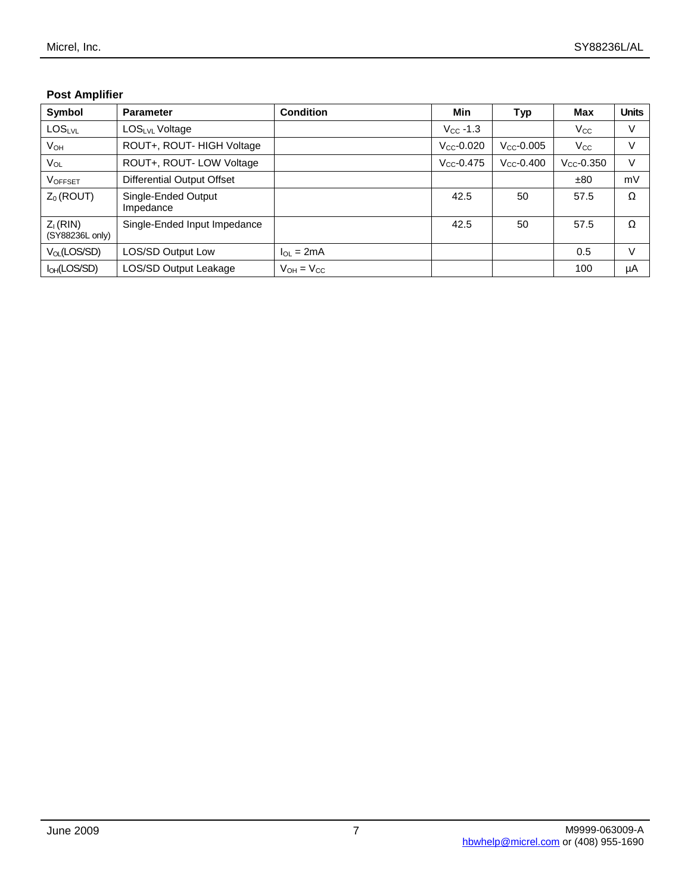### Post Amplifier

| Symbol | Parameter | Condition | Min | Typ | Max | Units |
|---|---|---|---|---|---|---|
| $LOS_{LVL}$ | $LOS_{LVL}$ Voltage | | $V_{CC}$ -1.3 | | $V_{CC}$ | V |
| $V_{OH}$ | ROUT+, ROUT- HIGH Voltage | | $V_{CC}$-0.020 | $V_{CC}$-0.005 | $V_{CC}$ | V |
| $V_{OL}$ | ROUT+, ROUT- LOW Voltage | | $V_{CC}$-0.475 | $V_{CC}$-0.400 | $V_{CC}$-0.350 | V |
| $V_{OFFSET}$ | Differential Output Offset | | | | ±80 | mV |
| $Z_0$ (ROUT) | Single-Ended Output Impedance | | 42.5 | 50 | 57.5 | Ω |
| $Z_I$ (RIN) (SY88236L only) | Single-Ended Input Impedance | | 42.5 | 50 | 57.5 | Ω |
| $V_{OL}$(LOS/SD) | LOS/SD Output Low | $I_{OL}$ = 2mA | | | 0.5 | V |
| $I_{OH}$(LOS/SD) | LOS/SD Output Leakage | $V_{OH}$ = $V_{CC}$ | | | 100 | µA |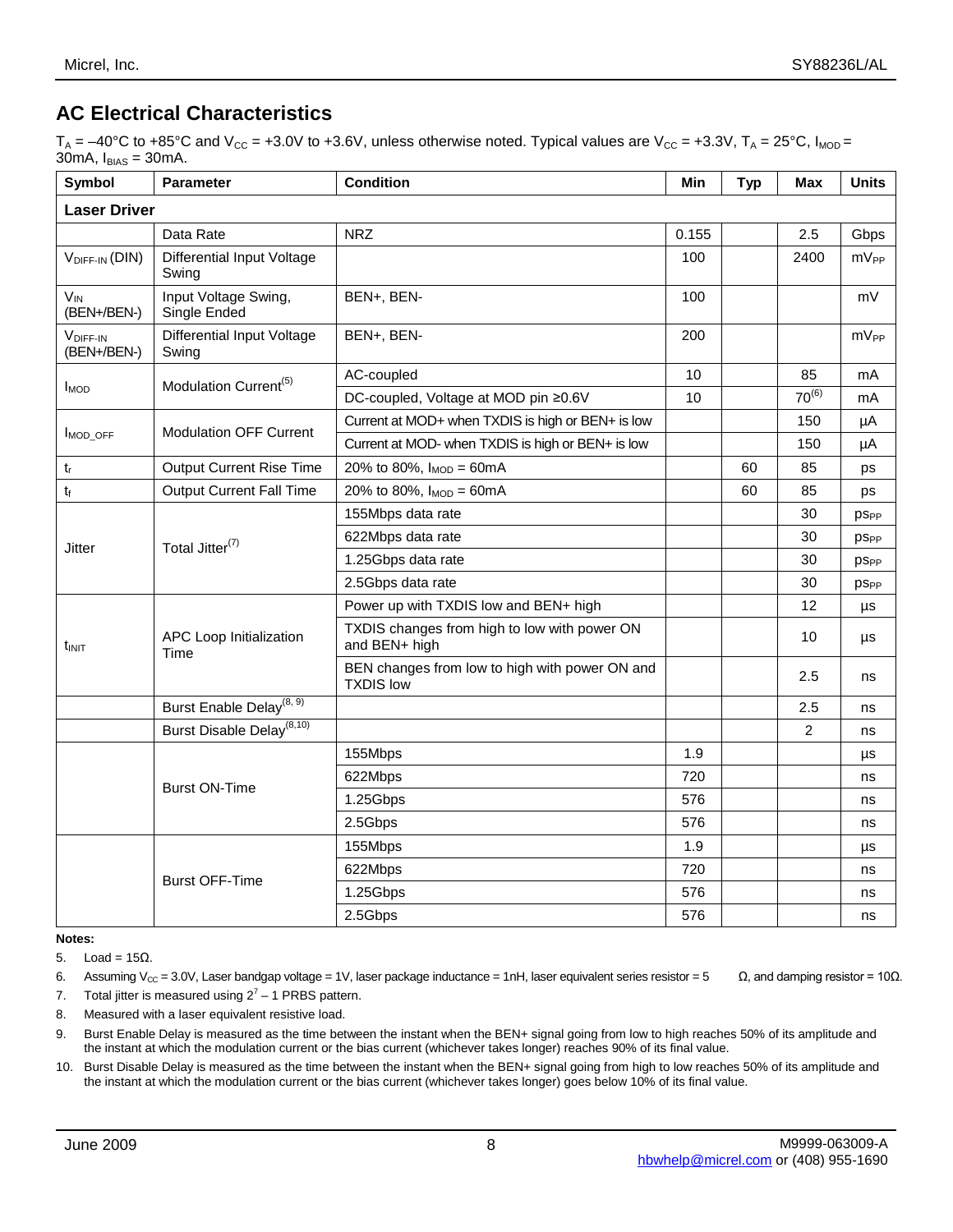## AC Electrical Characteristics

$T_A$ = –40°C to +85°C and $V_{CC}$ = +3.0V to +3.6V, unless otherwise noted. Typical values are $V_{CC}$ = +3.3V, $T_A$ = 25°C, $I_{MOD}$ = 30mA, $I_{BIAS}$ = 30mA.

| Symbol | Parameter | Condition | Min | Typ | Max | Units |
|---|---|---|---|---|---|---|
| **Laser Driver** | | | | | | |
| | Data Rate | NRZ | 0.155 | | 2.5 | Gbps |
| $V_{DIFF-IN}$ (DIN) | Differential Input Voltage Swing | | 100 | | 2400 | $mV_{PP}$ |
| $V_{IN}$ (BEN+/BEN-) | Input Voltage Swing, Single Ended | BEN+, BEN- | 100 | | | mV |
| $V_{DIFF-IN}$ (BEN+/BEN-) | Differential Input Voltage Swing | BEN+, BEN- | 200 | | | $mV_{PP}$ |
| $I_{MOD}$ | Modulation Current[5] | AC-coupled | 10 | | 85 | mA |
| | | DC-coupled, Voltage at MOD pin ≥0.6V | 10 | | 70[6] | mA |
| $I_{MOD\_OFF}$ | Modulation OFF Current | Current at MOD+ when TXDIS is high or BEN+ is low | | | 150 | µA |
| | | Current at MOD- when TXDIS is high or BEN+ is low | | | 150 | µA |
| $t_r$ | Output Current Rise Time | 20% to 80%, $I_{MOD}$ = 60mA | | 60 | 85 | ps |
| $t_f$ | Output Current Fall Time | 20% to 80%, $I_{MOD}$ = 60mA | | 60 | 85 | ps |
| Jitter | Total Jitter[7] | 155Mbps data rate | | | 30 | $ps_{PP}$ |
| | | 622Mbps data rate | | | 30 | $ps_{PP}$ |
| | | 1.25Gbps data rate | | | 30 | $ps_{PP}$ |
| | | 2.5Gbps data rate | | | 30 | $ps_{PP}$ |
| $t_{INIT}$ | APC Loop Initialization Time | Power up with TXDIS low and BEN+ high | | | 12 | µs |
| | | TXDIS changes from high to low with power ON and BEN+ high | | | 10 | µs |
| | | BEN changes from low to high with power ON and TXDIS low | | | 2.5 | ns |
| | Burst Enable Delay[8, 9] | | | | 2.5 | ns |
| | Burst Disable Delay[8,10] | | | | 2 | ns |
| | Burst ON-Time | 155Mbps | 1.9 | | | µs |
| | | 622Mbps | 720 | | | ns |
| | | 1.25Gbps | 576 | | | ns |
| | | 2.5Gbps | 576 | | | ns |
| | Burst OFF-Time | 155Mbps | 1.9 | | | µs |
| | | 622Mbps | 720 | | | ns |
| | | 1.25Gbps | 576 | | | ns |
| | | 2.5Gbps | 576 | | | ns |

**Notes:**

5. Load = 15Ω.
6. Assuming $V_{CC}$ = 3.0V, Laser bandgap voltage = 1V, laser package inductance = 1nH, laser equivalent series resistor = 5 Ω, and damping resistor = 10Ω.
7. Total jitter is measured using $2^7 – 1$ PRBS pattern.
8. Measured with a laser equivalent resistive load.
9. Burst Enable Delay is measured as the time between the instant when the BEN+ signal going from low to high reaches 50% of its amplitude and the instant at which the modulation current or the bias current (whichever takes longer) reaches 90% of its final value.
10. Burst Disable Delay is measured as the time between the instant when the BEN+ signal going from high to low reaches 50% of its amplitude and the instant at which the modulation current or the bias current (whichever takes longer) goes below 10% of its final value.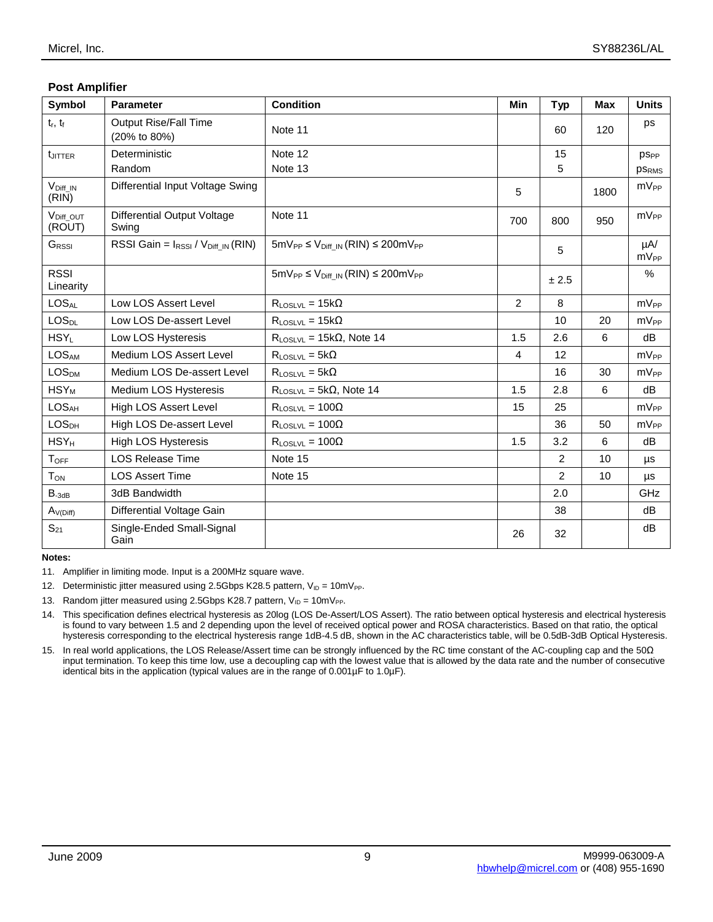### Post Amplifier

| Symbol | Parameter | Condition | Min | Typ | Max | Units |
|---|---|---|---|---|---|---|
| $t_r$, $t_f$ | Output Rise/Fall Time (20% to 80%) | Note 11 | | 60 | 120 | ps |
| $t_{JITTER}$ | Deterministic<br>Random | Note 12<br>Note 13 | | 15<br>5 | | $ps_{PP}$<br>$ps_{RMS}$ |
| $V_{Diff\_IN}$ (RIN) | Differential Input Voltage Swing | | 5 | | 1800 | $mV_{PP}$ |
| $V_{Diff\_OUT}$ (ROUT) | Differential Output Voltage Swing | Note 11 | 700 | 800 | 950 | $mV_{PP}$ |
| $G_{RSSI}$ | RSSI Gain = $I_{RSSI}$ / $V_{Diff\_IN}$ (RIN) | $5mV_{PP} \leq V_{Diff\_IN}$ (RIN) $\leq 200mV_{PP}$ | | 5 | | µA/ $mV_{PP}$ |
| RSSI Linearity | | $5mV_{PP} \leq V_{Diff\_IN}$ (RIN) $\leq 200mV_{PP}$ | | ± 2.5 | | % |
| $LOS_{AL}$ | Low LOS Assert Level | $R_{LOSLVL}$ = 15kΩ | 2 | 8 | | $mV_{PP}$ |
| $LOS_{DL}$ | Low LOS De-assert Level | $R_{LOSLVL}$ = 15kΩ | | 10 | 20 | $mV_{PP}$ |
| $HSY_L$ | Low LOS Hysteresis | $R_{LOSLVL}$ = 15kΩ, Note 14 | 1.5 | 2.6 | 6 | dB |
| $LOS_{AM}$ | Medium LOS Assert Level | $R_{LOSLVL}$ = 5kΩ | 4 | 12 | | $mV_{PP}$ |
| $LOS_{DM}$ | Medium LOS De-assert Level | $R_{LOSLVL}$ = 5kΩ | | 16 | 30 | $mV_{PP}$ |
| $HSY_M$ | Medium LOS Hysteresis | $R_{LOSLVL}$ = 5kΩ, Note 14 | 1.5 | 2.8 | 6 | dB |
| $LOS_{AH}$ | High LOS Assert Level | $R_{LOSLVL}$ = 100Ω | 15 | 25 | | $mV_{PP}$ |
| $LOS_{DH}$ | High LOS De-assert Level | $R_{LOSLVL}$ = 100Ω | | 36 | 50 | $mV_{PP}$ |
| $HSY_H$ | High LOS Hysteresis | $R_{LOSLVL}$ = 100Ω | 1.5 | 3.2 | 6 | dB |
| $T_{OFF}$ | LOS Release Time | Note 15 | | 2 | 10 | µs |
| $T_{ON}$ | LOS Assert Time | Note 15 | | 2 | 10 | µs |
| $B_{-3dB}$ | 3dB Bandwidth | | | 2.0 | | GHz |
| $A_{V(Diff)}$ | Differential Voltage Gain | | | 38 | | dB |
| $S_{21}$ | Single-Ended Small-Signal Gain | | 26 | 32 | | dB |

**Notes:**

11. Amplifier in limiting mode. Input is a 200MHz square wave.
12. Deterministic jitter measured using 2.5Gbps K28.5 pattern, $V_{ID} = 10mV_{PP}$.
13. Random jitter measured using 2.5Gbps K28.7 pattern, $V_{ID} = 10mV_{PP}$.
14. This specification defines electrical hysteresis as 20log (LOS De-Assert/LOS Assert). The ratio between optical hysteresis and electrical hysteresis is found to vary between 1.5 and 2 depending upon the level of received optical power and ROSA characteristics. Based on that ratio, the optical hysteresis corresponding to the electrical hysteresis range 1dB-4.5 dB, shown in the AC characteristics table, will be 0.5dB-3dB Optical Hysteresis.
15. In real world applications, the LOS Release/Assert time can be strongly influenced by the RC time constant of the AC-coupling cap and the 50Ω input termination. To keep this time low, use a decoupling cap with the lowest value that is allowed by the data rate and the number of consecutive identical bits in the application (typical values are in the range of 0.001µF to 1.0µF).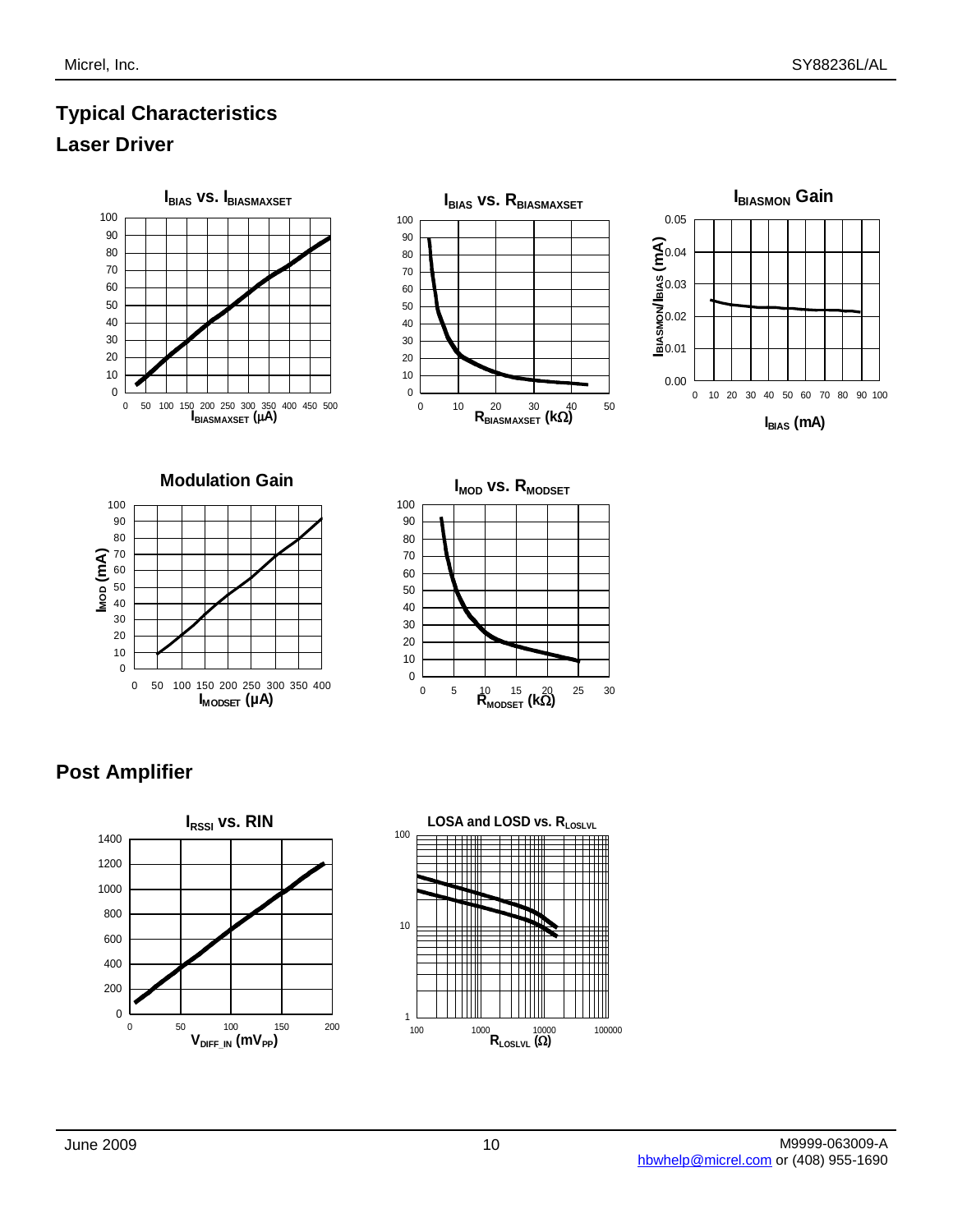## Typical Characteristics

### Laser Driver

**$I_{BIAS}$ vs. $I_{BIASMAXSET}$**

**$I_{BIAS}$ vs. $R_{BIASMAXSET}$**

**$I_{BIASMON}$ Gain**

**Modulation Gain**

**$I_{MOD}$ vs. $R_{MODSET}$**

### Post Amplifier

**$I_{RSSI}$ vs. RIN**

**LOSA and LOSD vs. $R_{LOSLVL}$**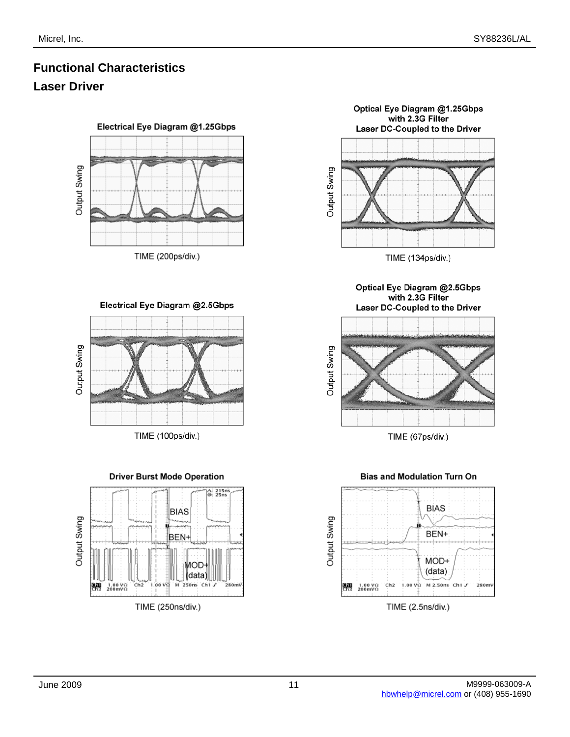## Functional Characteristics

### Laser Driver

**Electrical Eye Diagram @1.25Gbps**

Output Swing

TIME (200ps/div.)

**Optical Eye Diagram @1.25Gbps with 2.3G Filter Laser DC-Coupled to the Driver**

Output Swing

TIME (134ps/div.)

**Electrical Eye Diagram @2.5Gbps**

Output Swing

TIME (100ps/div.)

**Optical Eye Diagram @2.5Gbps with 2.3G Filter Laser DC-Coupled to the Driver**

Output Swing

TIME (67ps/div.)

**Driver Burst Mode Operation**

Output Swing

BIAS

BEN+

MOD+ (data)

TIME (250ns/div.)

**Bias and Modulation Turn On**

Output Swing

BIAS

BEN+

MOD+ (data)

TIME (2.5ns/div.)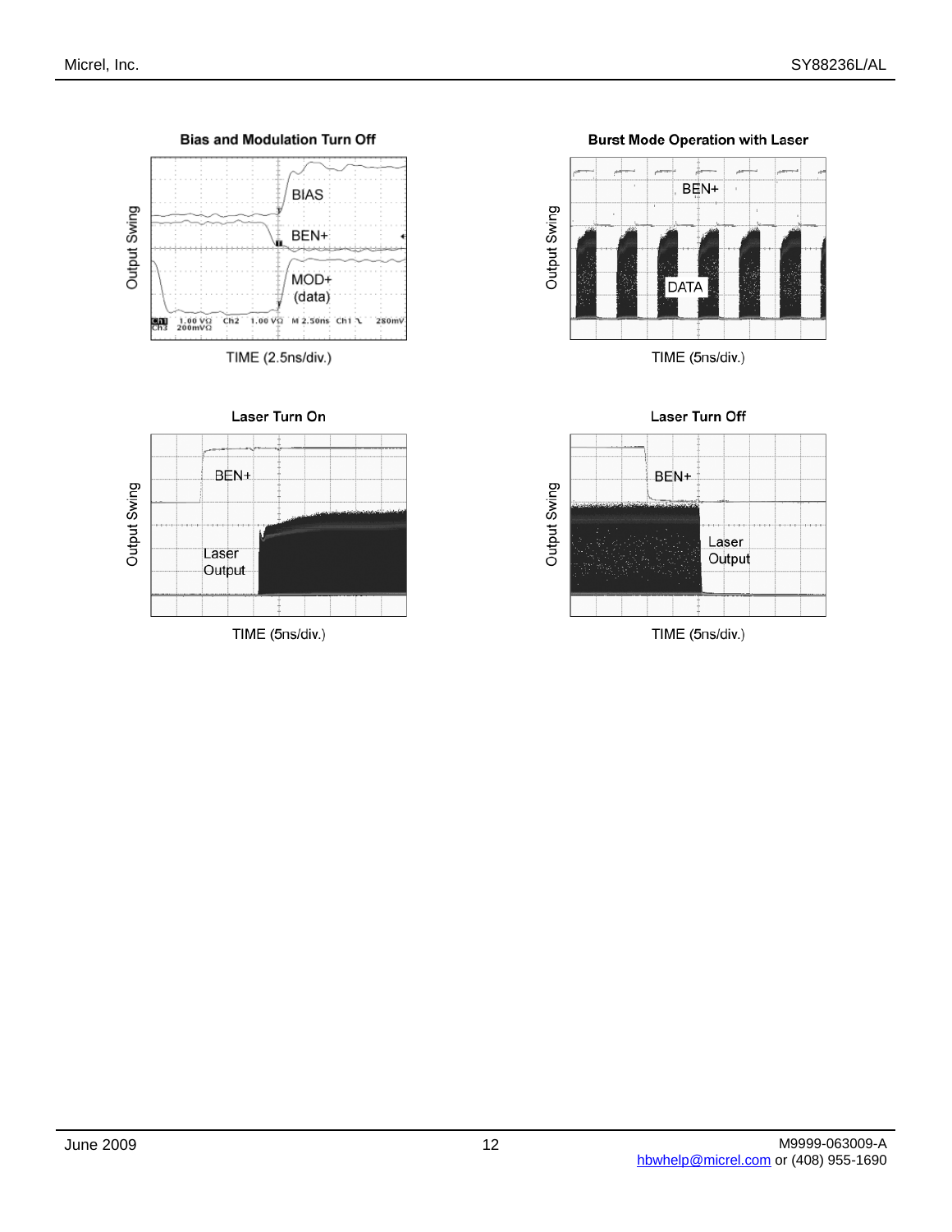**Bias and Modulation Turn Off**

BIAS

BEN+

MOD+ (data)

Output Swing

TIME (2.5ns/div.)

**Burst Mode Operation with Laser**

BEN+

DATA

Output Swing

TIME (5ns/div.)

**Laser Turn On**

BEN+

Laser Output

Output Swing

TIME (5ns/div.)

**Laser Turn Off**

BEN+

Laser Output

Output Swing

TIME (5ns/div.)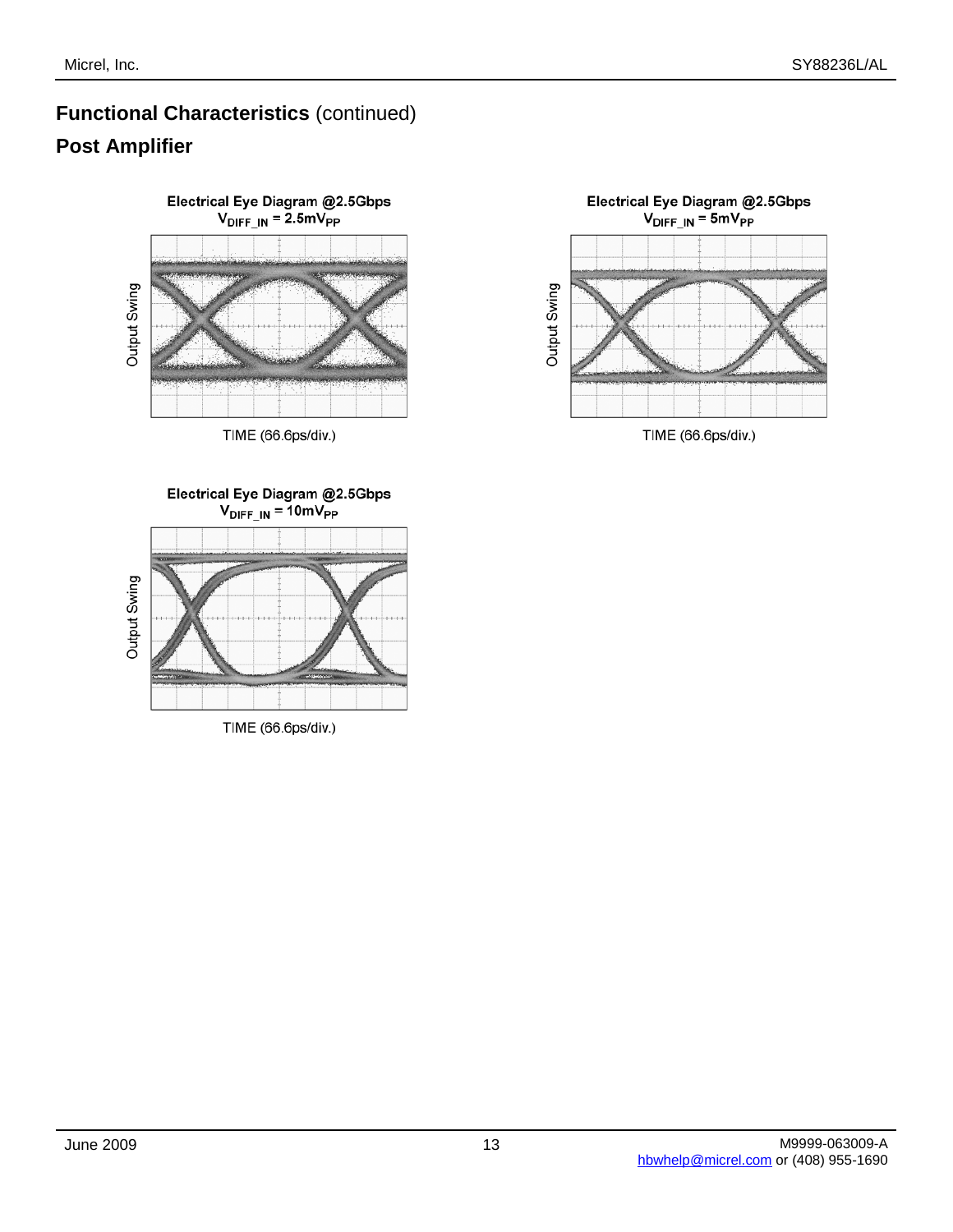## Functional Characteristics (continued)

### Post Amplifier

**Electrical Eye Diagram @2.5Gbps**
**$V_{DIFF\_IN}$ = 2.5mV$_{PP}$**

Output Swing

TIME (66.6ps/div.)

**Electrical Eye Diagram @2.5Gbps**
**$V_{DIFF\_IN}$ = 5mV$_{PP}$**

Output Swing

TIME (66.6ps/div.)

**Electrical Eye Diagram @2.5Gbps**
**$V_{DIFF\_IN}$ = 10mV$_{PP}$**

Output Swing

TIME (66.6ps/div.)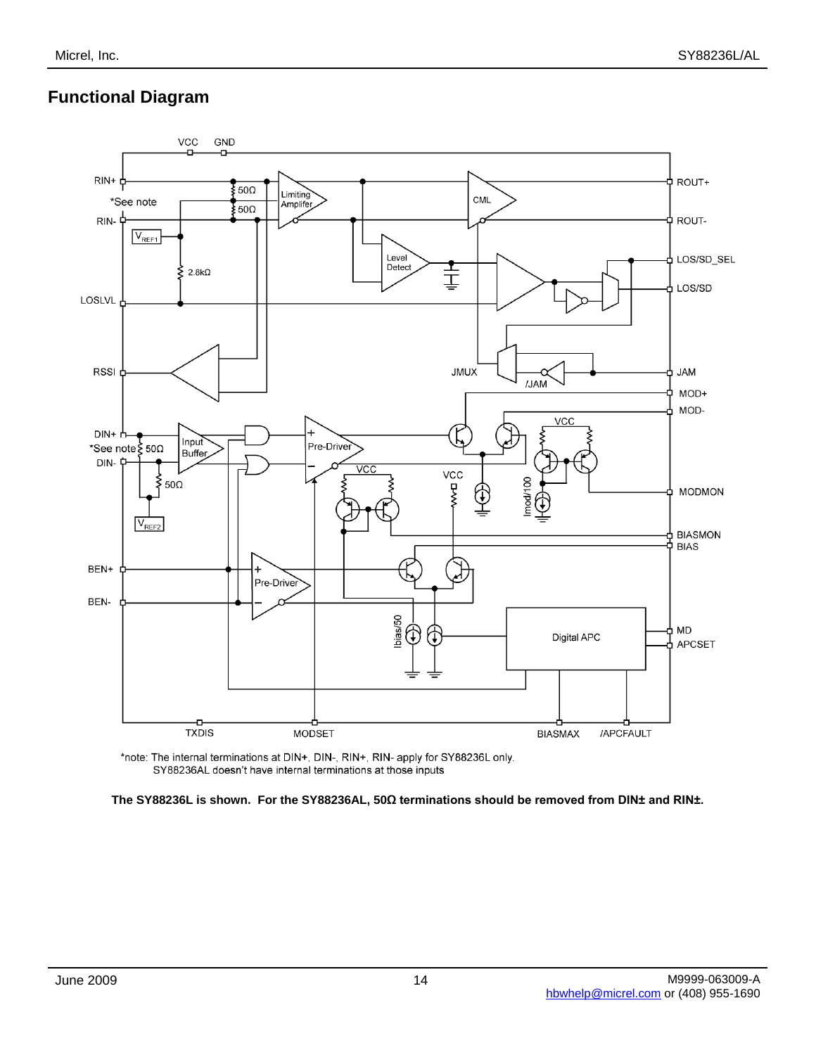## Functional Diagram

*note: The internal terminations at DIN+, DIN-, RIN+, RIN- apply for SY88236L only.
SY88236AL doesn't have internal terminations at those inputs

**The SY88236L is shown. For the SY88236AL, 50Ω terminations should be removed from DIN± and RIN±.**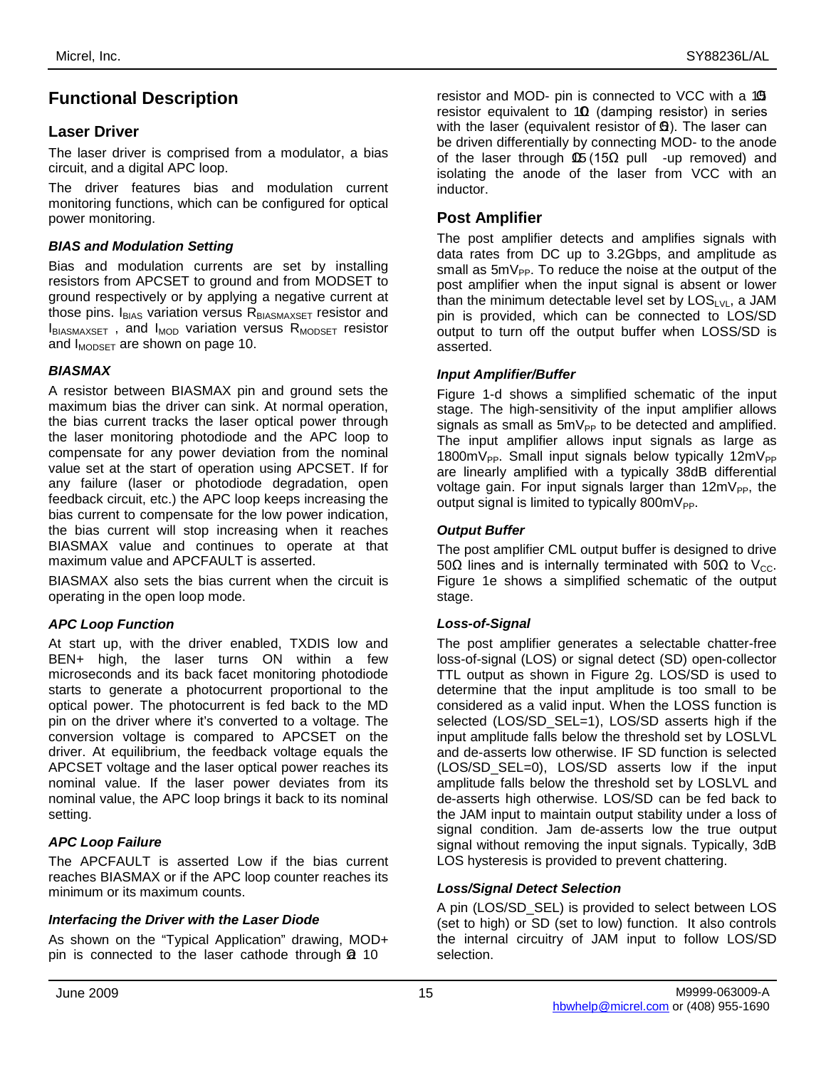# Functional Description

## Laser Driver

The laser driver is comprised from a modulator, a bias circuit, and a digital APC loop.

The driver features bias and modulation current monitoring functions, which can be configured for optical power monitoring.

### *BIAS and Modulation Setting*

Bias and modulation currents are set by installing resistors from APCSET to ground and from MODSET to ground respectively or by applying a negative current at those pins. $I_{BIAS}$ variation versus $R_{BIASMAXSET}$ resistor and $I_{BIASMAXSET}$ , and $I_{MOD}$ variation versus $R_{MODSET}$ resistor and $I_{MODSET}$ are shown on page 10.

### *BIASMAX*

A resistor between BIASMAX pin and ground sets the maximum bias the driver can sink. At normal operation, the bias current tracks the laser optical power through the laser monitoring photodiode and the APC loop to compensate for any power deviation from the nominal value set at the start of operation using APCSET. If for any failure (laser or photodiode degradation, open feedback circuit, etc.) the APC loop keeps increasing the bias current to compensate for the low power indication, the bias current will stop increasing when it reaches BIASMAX value and continues to operate at that maximum value and APCFAULT is asserted.

BIASMAX also sets the bias current when the circuit is operating in the open loop mode.

### *APC Loop Function*

At start up, with the driver enabled, TXDIS low and BEN+ high, the laser turns ON within a few microseconds and its back facet monitoring photodiode starts to generate a photocurrent proportional to the optical power. The photocurrent is fed back to the MD pin on the driver where it's converted to a voltage. The conversion voltage is compared to APCSET on the driver. At equilibrium, the feedback voltage equals the APCSET voltage and the laser optical power reaches its nominal value. If the laser power deviates from its nominal value, the APC loop brings it back to its nominal setting.

### *APC Loop Failure*

The APCFAULT is asserted Low if the bias current reaches BIASMAX or if the APC loop counter reaches its minimum or its maximum counts.

### *Interfacing the Driver with the Laser Diode*

As shown on the "Typical Application" drawing, MOD+ pin is connected to the laser cathode through a 10Ω resistor and MOD- pin is connected to VCC with a 15Ω resistor equivalent to 10Ω (damping resistor) in series with the laser (equivalent resistor of 5Ω). The laser can be driven differentially by connecting MOD- to the anode of the laser through 10Ω (15Ω pull -up removed) and isolating the anode of the laser from VCC with an inductor.

## Post Amplifier

The post amplifier detects and amplifies signals with data rates from DC up to 3.2Gbps, and amplitude as small as $5mV_{PP}$. To reduce the noise at the output of the post amplifier when the input signal is absent or lower than the minimum detectable level set by $LOS_{LVL}$, a JAM pin is provided, which can be connected to LOS/SD output to turn off the output buffer when LOSS/SD is asserted.

### *Input Amplifier/Buffer*

Figure 1-d shows a simplified schematic of the input stage. The high-sensitivity of the input amplifier allows signals as small as $5mV_{PP}$ to be detected and amplified. The input amplifier allows input signals as large as $1800mV_{PP}$. Small input signals below typically $12mV_{PP}$ are linearly amplified with a typically 38dB differential voltage gain. For input signals larger than $12mV_{PP}$, the output signal is limited to typically $800mV_{PP}$.

### *Output Buffer*

The post amplifier CML output buffer is designed to drive 50Ω lines and is internally terminated with 50Ω to $V_{CC}$. Figure 1e shows a simplified schematic of the output stage.

### *Loss-of-Signal*

The post amplifier generates a selectable chatter-free loss-of-signal (LOS) or signal detect (SD) open-collector TTL output as shown in Figure 2g. LOS/SD is used to determine that the input amplitude is too small to be considered as a valid input. When the LOSS function is selected (LOS/SD_SEL=1), LOS/SD asserts high if the input amplitude falls below the threshold set by LOSLVL and de-asserts low otherwise. IF SD function is selected (LOS/SD_SEL=0), LOS/SD asserts low if the input amplitude falls below the threshold set by LOSLVL and de-asserts high otherwise. LOS/SD can be fed back to the JAM input to maintain output stability under a loss of signal condition. Jam de-asserts low the true output signal without removing the input signals. Typically, 3dB LOS hysteresis is provided to prevent chattering.

### *Loss/Signal Detect Selection*

A pin (LOS/SD_SEL) is provided to select between LOS (set to high) or SD (set to low) function. It also controls the internal circuitry of JAM input to follow LOS/SD selection.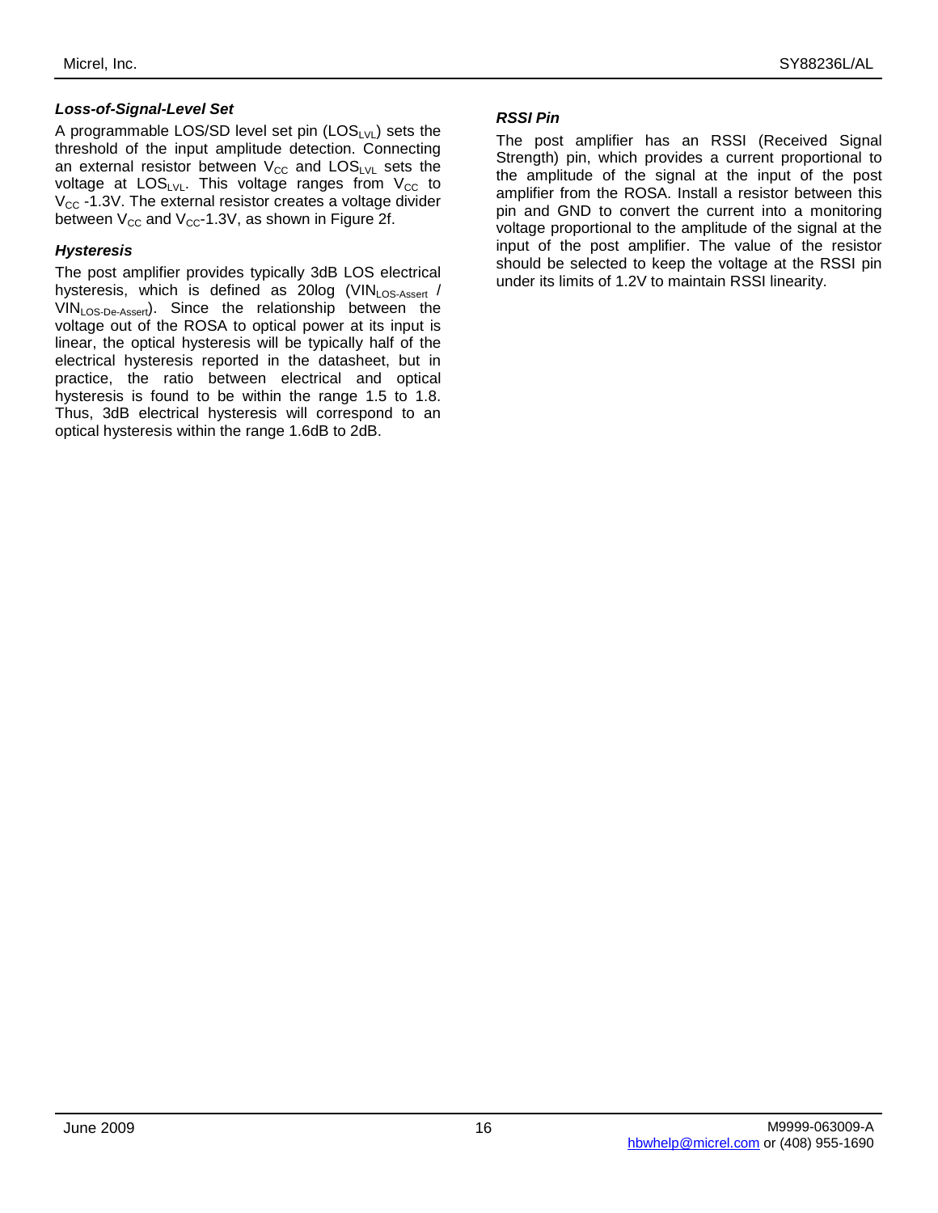### *Loss-of-Signal-Level Set*

A programmable LOS/SD level set pin ($LOS_{LVL}$) sets the threshold of the input amplitude detection. Connecting an external resistor between $V_{CC}$ and $LOS_{LVL}$ sets the voltage at $LOS_{LVL}$. This voltage ranges from $V_{CC}$ to $V_{CC}$ -1.3V. The external resistor creates a voltage divider between $V_{CC}$ and $V_{CC}$-1.3V, as shown in Figure 2f.

### *Hysteresis*

The post amplifier provides typically 3dB LOS electrical hysteresis, which is defined as 20log ($VIN_{LOS\text{-}Assert}$ / $VIN_{LOS\text{-}De\text{-}Assert}$). Since the relationship between the voltage out of the ROSA to optical power at its input is linear, the optical hysteresis will be typically half of the electrical hysteresis reported in the datasheet, but in practice, the ratio between electrical and optical hysteresis is found to be within the range 1.5 to 1.8. Thus, 3dB electrical hysteresis will correspond to an optical hysteresis within the range 1.6dB to 2dB.

### *RSSI Pin*

The post amplifier has an RSSI (Received Signal Strength) pin, which provides a current proportional to the amplitude of the signal at the input of the post amplifier from the ROSA. Install a resistor between this pin and GND to convert the current into a monitoring voltage proportional to the amplitude of the signal at the input of the post amplifier. The value of the resistor should be selected to keep the voltage at the RSSI pin under its limits of 1.2V to maintain RSSI linearity.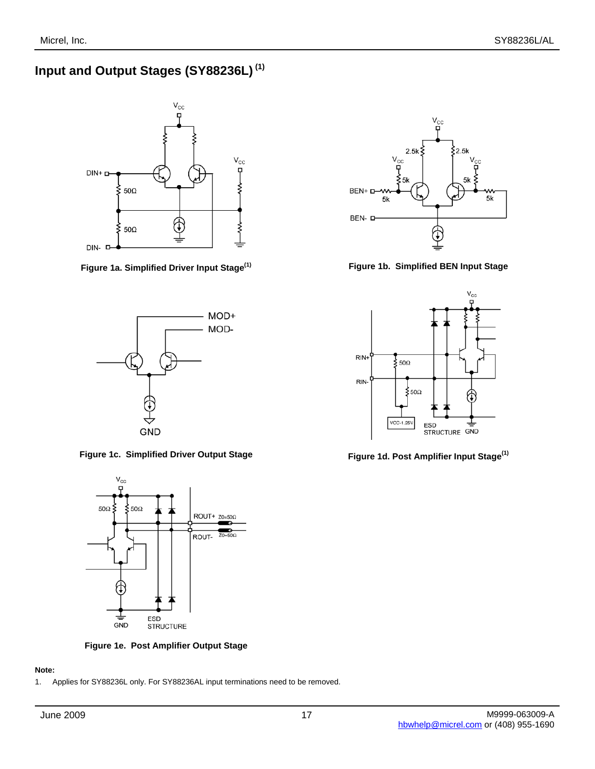## Input and Output Stages (SY88236L) [1]

Figure 1a. Simplified Driver Input Stage[1]

Figure 1b. Simplified BEN Input Stage

Figure 1c. Simplified Driver Output Stage

Figure 1d. Post Amplifier Input Stage[1]

Figure 1e. Post Amplifier Output Stage

**Note:**

1. Applies for SY88236L only. For SY88236AL input terminations need to be removed.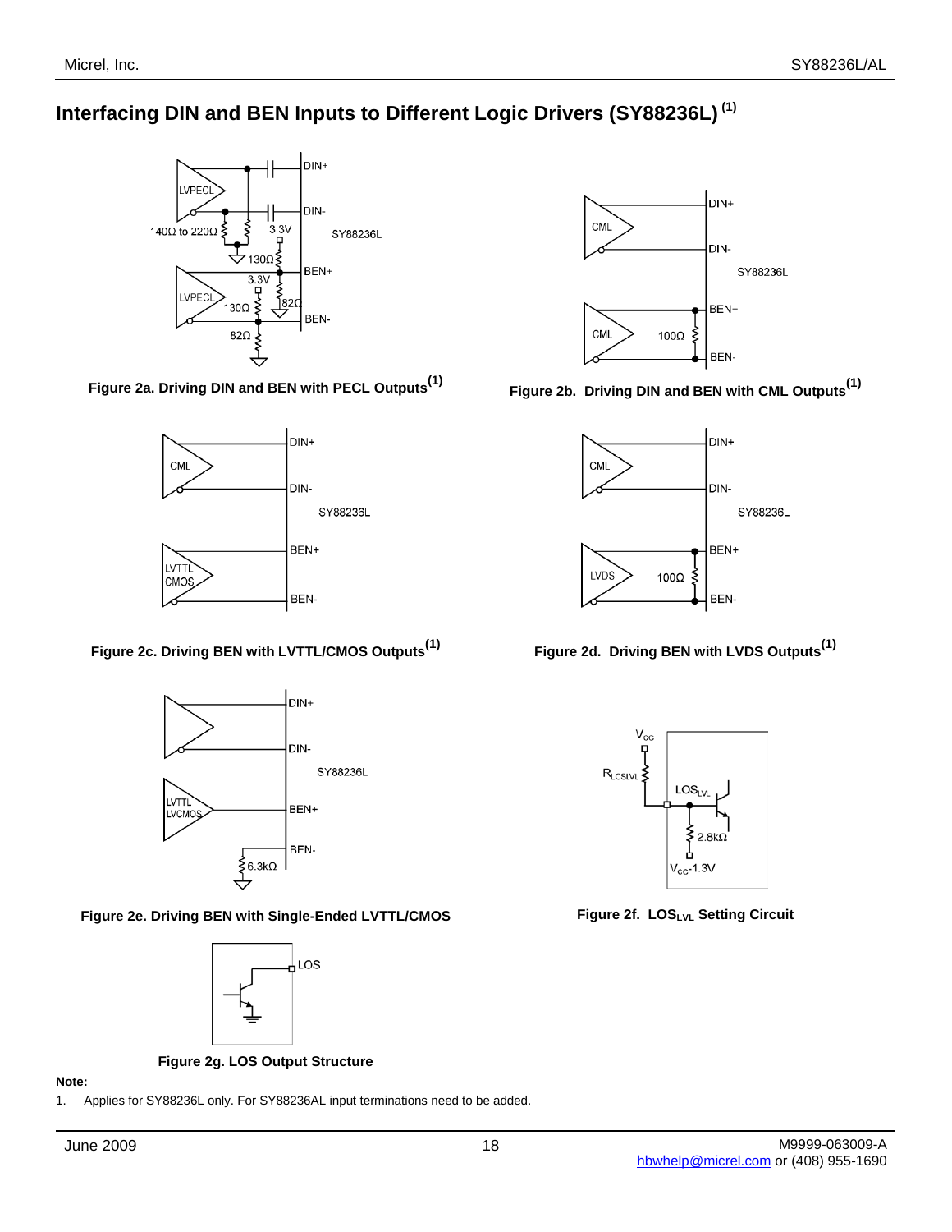## Interfacing DIN and BEN Inputs to Different Logic Drivers (SY88236L) [1]

**Figure 2a. Driving DIN and BEN with PECL Outputs[1]**

**Figure 2b. Driving DIN and BEN with CML Outputs[1]**

**Figure 2c. Driving BEN with LVTTL/CMOS Outputs[1]**

**Figure 2d. Driving BEN with LVDS Outputs[1]**

**Figure 2e. Driving BEN with Single-Ended LVTTL/CMOS**

**Figure 2f. $LOS_{LVL}$ Setting Circuit**

**Figure 2g. LOS Output Structure**

**Note:**

1. Applies for SY88236L only. For SY88236AL input terminations need to be added.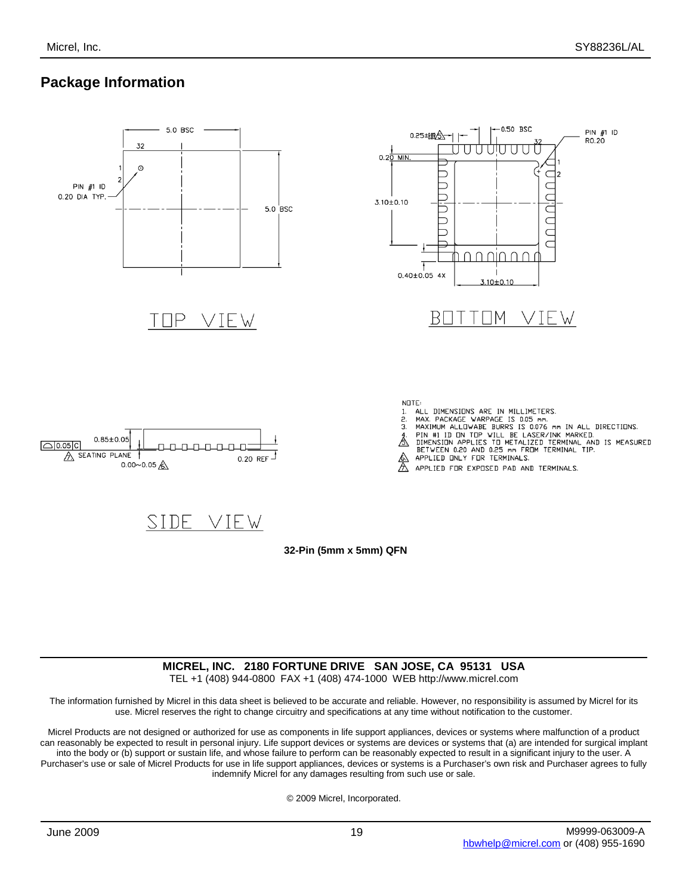## Package Information

5.0 BSC

32

1

2

PIN #1 ID
0.20 DIA TYP.

5.0 BSC

TOP VIEW

0.25±0.05 ⑤

0.50 BSC

PIN #1 ID
R0.20

32

1

2

0.20 MIN.

3.10±0.10

0.40±0.05 4X

3.10±0.10

BOTTOM VIEW

0.05 C

0.85±0.05

⑦ SEATING PLANE

0.00~0.05 ⑥

0.20 REF

SIDE VIEW

NOTE:

1. ALL DIMENSIONS ARE IN MILLIMETERS.
2. MAX. PACKAGE WARPAGE IS 0.05 mm.
3. MAXIMUM ALLOWABLE BURRS IS 0.076 mm IN ALL DIRECTIONS.
4. PIN #1 ID ON TOP WILL BE LASER/INK MARKED.
5. DIMENSION APPLIES TO METALIZED TERMINAL AND IS MEASURED BETWEEN 0.20 AND 0.25 mm FROM TERMINAL TIP.
6. APPLIED ONLY FOR TERMINALS.
7. APPLIED FOR EXPOSED PAD AND TERMINALS.

**32-Pin (5mm x 5mm) QFN**

**MICREL, INC. 2180 FORTUNE DRIVE SAN JOSE, CA 95131 USA**

TEL +1 (408) 944-0800 FAX +1 (408) 474-1000 WEB http://www.micrel.com

The information furnished by Micrel in this data sheet is believed to be accurate and reliable. However, no responsibility is assumed by Micrel for its use. Micrel reserves the right to change circuitry and specifications at any time without notification to the customer.

Micrel Products are not designed or authorized for use as components in life support appliances, devices or systems where malfunction of a product can reasonably be expected to result in personal injury. Life support devices or systems are devices or systems that (a) are intended for surgical implant into the body or (b) support or sustain life, and whose failure to perform can be reasonably expected to result in a significant injury to the user. A Purchaser's use or sale of Micrel Products for use in life support appliances, devices or systems is a Purchaser's own risk and Purchaser agrees to fully indemnify Micrel for any damages resulting from such use or sale.

© 2009 Micrel, Incorporated.